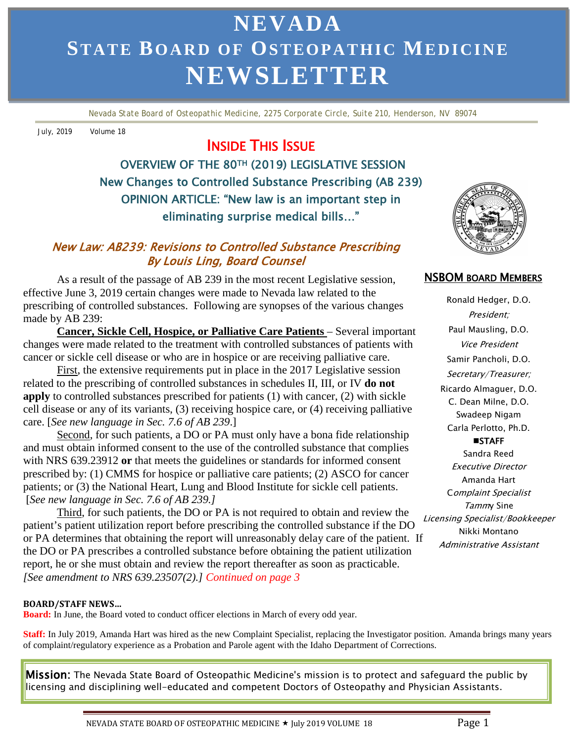# NEVADA STATE BOARD OF OSTEOPATHIC MEDICINE NEWSLETTER

Nevada State Board of Osteopathic Medicine, 2275 Corporate Circle, Suite 210, Henderson, NV 89074

July, 2019 Volume 18

## INSIDE THIS ISSUE

**OVERVIEW OF THE 80TH (2019) LEGISLATIVE SESSION**

**New Changes to Controlled Substance Prescribing (AB 239)**

**OPINION ARTICLE: "New law is an important step in eliminating surprise medical bills…"**

## *New Law: AB239: Revisions to Controlled Substance Prescribing*
### *By Louis Ling, Board Counsel*

As a result of the passage of AB 239 in the most recent Legislative session, effective June 3, 2019 certain changes were made to Nevada law related to the prescribing of controlled substances. Following are synopses of the various changes made by AB 239:

**Cancer, Sickle Cell, Hospice, or Palliative Care Patients** – Several important changes were made related to the treatment with controlled substances of patients with cancer or sickle cell disease or who are in hospice or are receiving palliative care.

First, the extensive requirements put in place in the 2017 Legislative session related to the prescribing of controlled substances in schedules II, III, or IV **do not apply** to controlled substances prescribed for patients (1) with cancer, (2) with sickle cell disease or any of its variants, (3) receiving hospice care, or (4) receiving palliative care. [*See new language in Sec. 7.6 of AB 239*.]

Second, for such patients, a DO or PA must only have a bona fide relationship and must obtain informed consent to the use of the controlled substance that complies with NRS 639.23912 **or** that meets the guidelines or standards for informed consent prescribed by: (1) CMMS for hospice or palliative care patients; (2) ASCO for cancer patients; or (3) the National Heart, Lung and Blood Institute for sickle cell patients. [*See new language in Sec. 7.6 of AB 239.]*

Third, for such patients, the DO or PA is not required to obtain and review the patient's patient utilization report before prescribing the controlled substance if the DO or PA determines that obtaining the report will unreasonably delay care of the patient. If the DO or PA prescribes a controlled substance before obtaining the patient utilization report, he or she must obtain and review the report thereafter as soon as practicable. *[See amendment to NRS 639.23507(2).] Continued on page 3*

## NSBOM BOARD MEMBERS

Ronald Hedger, D.O.
*President;*
Paul Mausling, D.O.
*Vice President*
Samir Pancholi, D.O.
*Secretary/Treasurer;*
Ricardo Almaguer, D.O.
C. Dean Milne, D.O.
Swadeep Nigam
Carla Perlotto, Ph.D.

**STAFF**

Sandra Reed
*Executive Director*
Amanda Hart
*Complaint Specialist*
Tammy Sine
*Licensing Specialist/Bookkeeper*
Nikki Montano
*Administrative Assistant*

**BOARD/STAFF NEWS…**

**Board:** In June, the Board voted to conduct officer elections in March of every odd year.

**Staff:** In July 2019, Amanda Hart was hired as the new Complaint Specialist, replacing the Investigator position. Amanda brings many years of complaint/regulatory experience as a Probation and Parole agent with the Idaho Department of Corrections.

**Mission:** The Nevada State Board of Osteopathic Medicine's mission is to protect and safeguard the public by licensing and disciplining well-educated and competent Doctors of Osteopathy and Physician Assistants.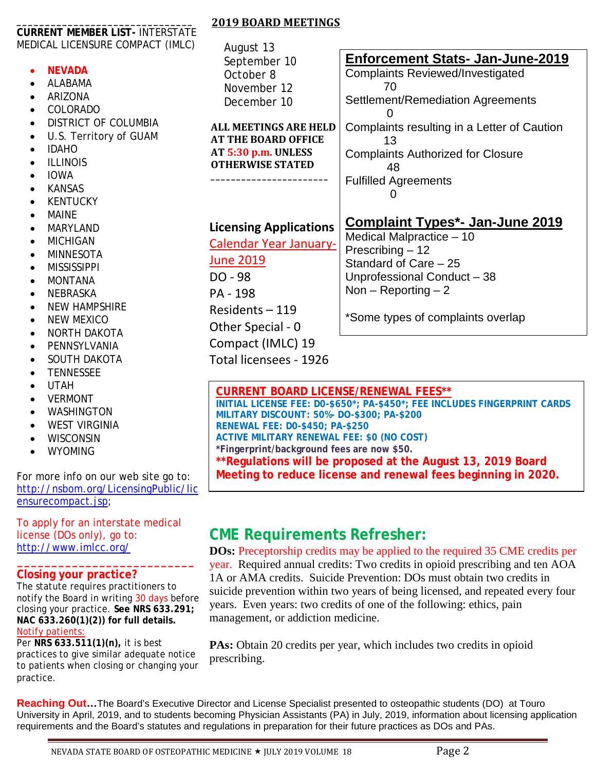## CURRENT MEMBER LIST- INTERSTATE MEDICAL LICENSURE COMPACT (IMLC)

- **NEVADA**
- ALABAMA
- ARIZONA
- COLORADO
- DISTRICT OF COLUMBIA
- U.S. Territory of GUAM
- IDAHO
- ILLINOIS
- IOWA
- KANSAS
- KENTUCKY
- MAINE
- MARYLAND
- MICHIGAN
- MINNESOTA
- MISSISSIPPI
- MONTANA
- NEBRASKA
- NEW HAMPSHIRE
- NEW MEXICO
- NORTH DAKOTA
- PENNSYLVANIA
- SOUTH DAKOTA
- TENNESSEE
- UTAH
- VERMONT
- WASHINGTON
- WEST VIRGINIA
- WISCONSIN
- WYOMING

For more info on our web site go to: http://nsbom.org/LicensingPublic/licensurecompact.jsp;

To apply for an interstate medical license (DOs only), go to: http://www.imlcc.org/

## Closing your practice?

The statute requires practitioners to notify the Board in writing 30 days before closing your practice. **See NRS 633.291; NAC 633.260(1)(2)) for full details.**

Notify patients:
Per **NRS 633.511(1)(n),** it is best practices to give similar adequate notice to patients when closing or changing your practice.

## 2019 BOARD MEETINGS

August 13
September 10
October 8
November 12
December 10

**ALL MEETINGS ARE HELD AT THE BOARD OFFICE AT 5:30 p.m. UNLESS OTHERWISE STATED**

## Licensing Applications

Calendar Year January-June 2019

DO - 98
PA - 198
Residents – 119
Other Special - 0
Compact (IMLC) 19
Total licensees - 1926

## Enforcement Stats- Jan-June-2019

Complaints Reviewed/Investigated
70
Settlement/Remediation Agreements
0
Complaints resulting in a Letter of Caution
13
Complaints Authorized for Closure
48
Fulfilled Agreements
0

## Complaint Types*- Jan-June 2019

Medical Malpractice – 10
Prescribing – 12
Standard of Care – 25
Unprofessional Conduct – 38
Non – Reporting – 2

*Some types of complaints overlap

## CURRENT BOARD LICENSE/RENEWAL FEES**

**INITIAL LICENSE FEE: DO-$650*; PA-$450*; FEE INCLUDES FINGERPRINT CARDS**
**MILITARY DISCOUNT: 50%- DO-$300; PA-$200**
**RENEWAL FEE: DO-$450; PA-$250**
**ACTIVE MILITARY RENEWAL FEE: $0 (NO COST)**
***Fingerprint/background fees are now $50.**
****Regulations will be proposed at the August 13, 2019 Board Meeting to reduce license and renewal fees beginning in 2020.**

## CME Requirements Refresher:

**DOs:** Preceptorship credits may be applied to the required 35 CME credits per year. Required annual credits: Two credits in opioid prescribing and ten AOA 1A or AMA credits. Suicide Prevention: DOs must obtain two credits in suicide prevention within two years of being licensed, and repeated every four years. Even years: two credits of one of the following: ethics, pain management, or addiction medicine.

**PAs:** Obtain 20 credits per year, which includes two credits in opioid prescribing.

**Reaching Out…**The Board's Executive Director and License Specialist presented to osteopathic students (DO) at Touro University in April, 2019, and to students becoming Physician Assistants (PA) in July, 2019, information about licensing application requirements and the Board's statutes and regulations in preparation for their future practices as DOs and PAs.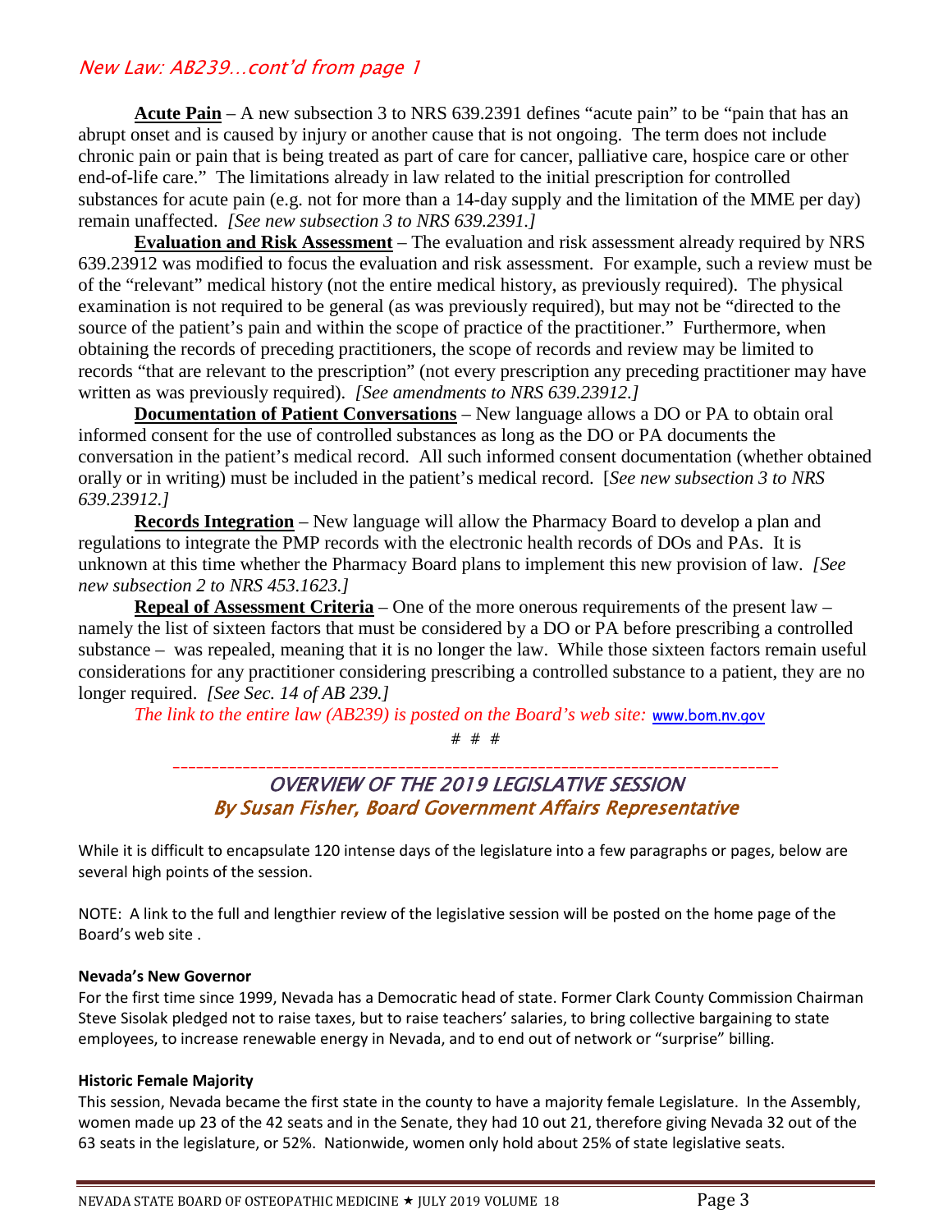## New Law: AB239…cont'd from page 1

**Acute Pain** – A new subsection 3 to NRS 639.2391 defines "acute pain" to be "pain that has an abrupt onset and is caused by injury or another cause that is not ongoing. The term does not include chronic pain or pain that is being treated as part of care for cancer, palliative care, hospice care or other end-of-life care." The limitations already in law related to the initial prescription for controlled substances for acute pain (e.g. not for more than a 14-day supply and the limitation of the MME per day) remain unaffected. *[See new subsection 3 to NRS 639.2391.]*

**Evaluation and Risk Assessment** – The evaluation and risk assessment already required by NRS 639.23912 was modified to focus the evaluation and risk assessment. For example, such a review must be of the "relevant" medical history (not the entire medical history, as previously required). The physical examination is not required to be general (as was previously required), but may not be "directed to the source of the patient's pain and within the scope of practice of the practitioner." Furthermore, when obtaining the records of preceding practitioners, the scope of records and review may be limited to records "that are relevant to the prescription" (not every prescription any preceding practitioner may have written as was previously required). *[See amendments to NRS 639.23912.]*

**Documentation of Patient Conversations** – New language allows a DO or PA to obtain oral informed consent for the use of controlled substances as long as the DO or PA documents the conversation in the patient's medical record. All such informed consent documentation (whether obtained orally or in writing) must be included in the patient's medical record. [*See new subsection 3 to NRS 639.23912.]*

**Records Integration** – New language will allow the Pharmacy Board to develop a plan and regulations to integrate the PMP records with the electronic health records of DOs and PAs. It is unknown at this time whether the Pharmacy Board plans to implement this new provision of law. *[See new subsection 2 to NRS 453.1623.]*

**Repeal of Assessment Criteria** – One of the more onerous requirements of the present law – namely the list of sixteen factors that must be considered by a DO or PA before prescribing a controlled substance – was repealed, meaning that it is no longer the law. While those sixteen factors remain useful considerations for any practitioner considering prescribing a controlled substance to a patient, they are no longer required. *[See Sec. 14 of AB 239.]*

*The link to the entire law (AB239) is posted on the Board's web site:* www.bom.nv.gov

# # #

## OVERVIEW OF THE 2019 LEGISLATIVE SESSION
### By Susan Fisher, Board Government Affairs Representative

While it is difficult to encapsulate 120 intense days of the legislature into a few paragraphs or pages, below are several high points of the session.

NOTE: A link to the full and lengthier review of the legislative session will be posted on the home page of the Board's web site .

**Nevada's New Governor**

For the first time since 1999, Nevada has a Democratic head of state. Former Clark County Commission Chairman Steve Sisolak pledged not to raise taxes, but to raise teachers' salaries, to bring collective bargaining to state employees, to increase renewable energy in Nevada, and to end out of network or "surprise" billing.

**Historic Female Majority**

This session, Nevada became the first state in the county to have a majority female Legislature. In the Assembly, women made up 23 of the 42 seats and in the Senate, they had 10 out 21, therefore giving Nevada 32 out of the 63 seats in the legislature, or 52%. Nationwide, women only hold about 25% of state legislative seats.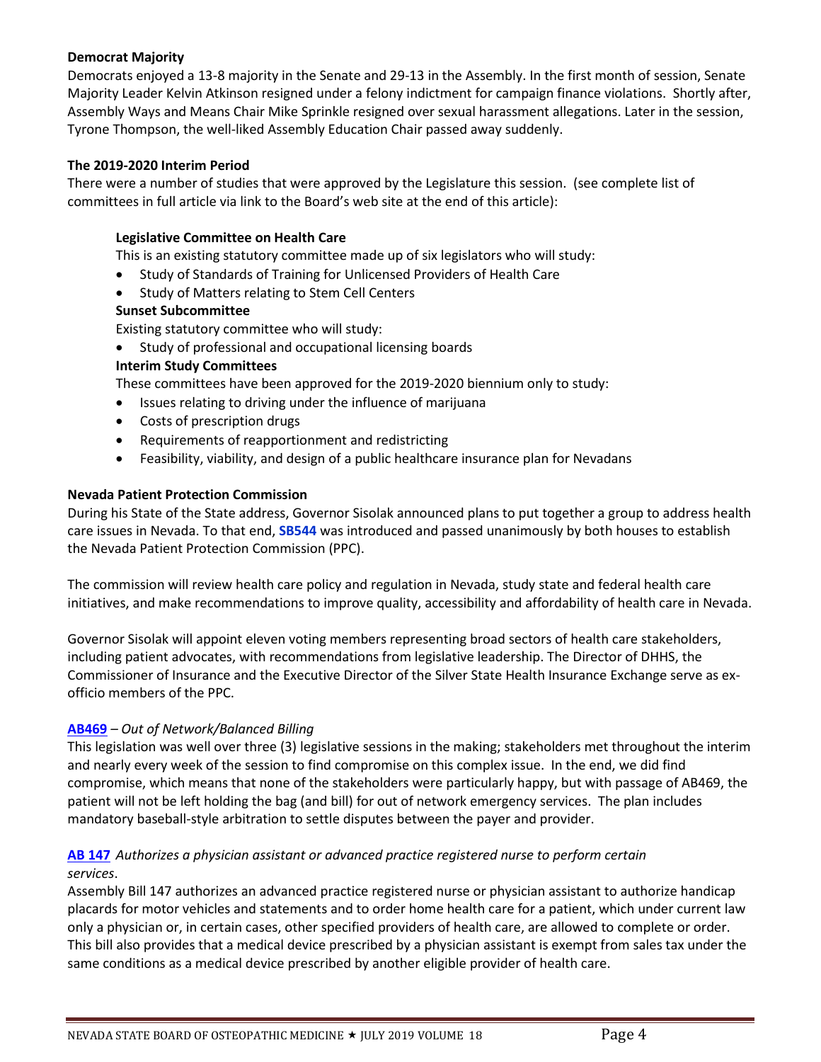**Democrat Majority**

Democrats enjoyed a 13-8 majority in the Senate and 29-13 in the Assembly. In the first month of session, Senate Majority Leader Kelvin Atkinson resigned under a felony indictment for campaign finance violations. Shortly after, Assembly Ways and Means Chair Mike Sprinkle resigned over sexual harassment allegations. Later in the session, Tyrone Thompson, the well-liked Assembly Education Chair passed away suddenly.

**The 2019-2020 Interim Period**

There were a number of studies that were approved by the Legislature this session. (see complete list of committees in full article via link to the Board's web site at the end of this article):

**Legislative Committee on Health Care**

This is an existing statutory committee made up of six legislators who will study:

- Study of Standards of Training for Unlicensed Providers of Health Care
- Study of Matters relating to Stem Cell Centers

**Sunset Subcommittee**

Existing statutory committee who will study:

- Study of professional and occupational licensing boards

**Interim Study Committees**

These committees have been approved for the 2019-2020 biennium only to study:

- Issues relating to driving under the influence of marijuana
- Costs of prescription drugs
- Requirements of reapportionment and redistricting
- Feasibility, viability, and design of a public healthcare insurance plan for Nevadans

**Nevada Patient Protection Commission**

During his State of the State address, Governor Sisolak announced plans to put together a group to address health care issues in Nevada. To that end, **SB544** was introduced and passed unanimously by both houses to establish the Nevada Patient Protection Commission (PPC).

The commission will review health care policy and regulation in Nevada, study state and federal health care initiatives, and make recommendations to improve quality, accessibility and affordability of health care in Nevada.

Governor Sisolak will appoint eleven voting members representing broad sectors of health care stakeholders, including patient advocates, with recommendations from legislative leadership. The Director of DHHS, the Commissioner of Insurance and the Executive Director of the Silver State Health Insurance Exchange serve as ex-officio members of the PPC.

**AB469** – *Out of Network/Balanced Billing*

This legislation was well over three (3) legislative sessions in the making; stakeholders met throughout the interim and nearly every week of the session to find compromise on this complex issue. In the end, we did find compromise, which means that none of the stakeholders were particularly happy, but with passage of AB469, the patient will not be left holding the bag (and bill) for out of network emergency services. The plan includes mandatory baseball-style arbitration to settle disputes between the payer and provider.

**AB 147** *Authorizes a physician assistant or advanced practice registered nurse to perform certain services*.

Assembly Bill 147 authorizes an advanced practice registered nurse or physician assistant to authorize handicap placards for motor vehicles and statements and to order home health care for a patient, which under current law only a physician or, in certain cases, other specified providers of health care, are allowed to complete or order. This bill also provides that a medical device prescribed by a physician assistant is exempt from sales tax under the same conditions as a medical device prescribed by another eligible provider of health care.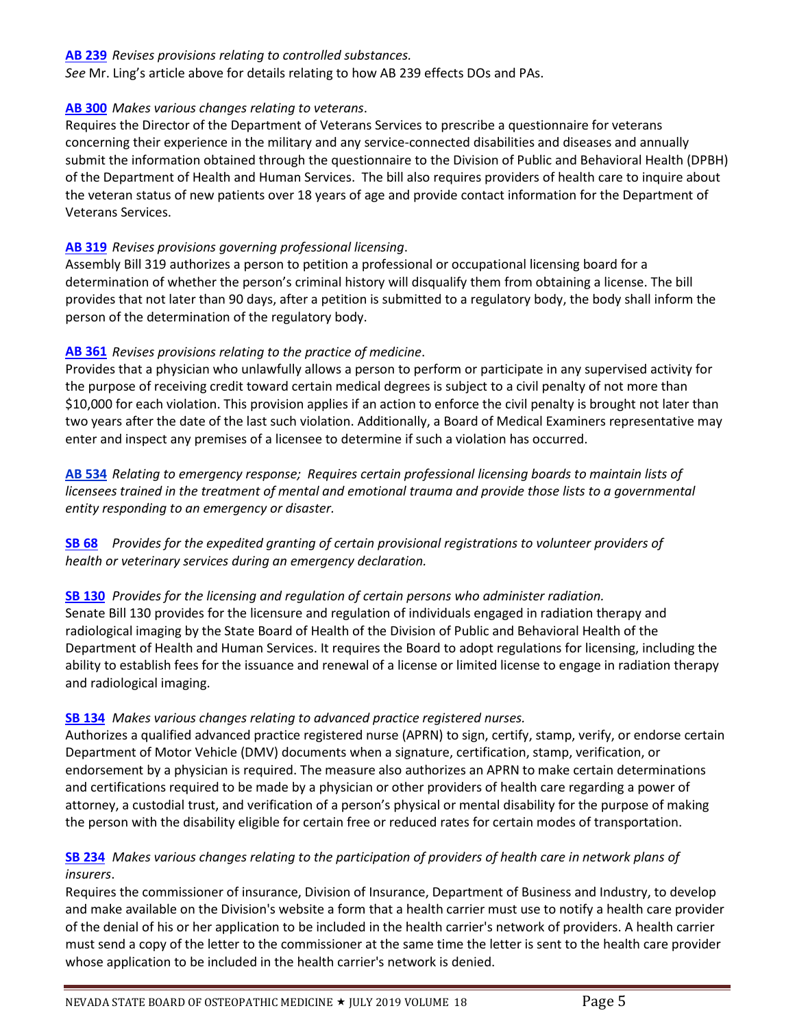**AB 239** *Revises provisions relating to controlled substances.*
*See* Mr. Ling's article above for details relating to how AB 239 effects DOs and PAs.

**AB 300** *Makes various changes relating to veterans*.
Requires the Director of the Department of Veterans Services to prescribe a questionnaire for veterans concerning their experience in the military and any service-connected disabilities and diseases and annually submit the information obtained through the questionnaire to the Division of Public and Behavioral Health (DPBH) of the Department of Health and Human Services. The bill also requires providers of health care to inquire about the veteran status of new patients over 18 years of age and provide contact information for the Department of Veterans Services.

**AB 319** *Revises provisions governing professional licensing*.
Assembly Bill 319 authorizes a person to petition a professional or occupational licensing board for a determination of whether the person's criminal history will disqualify them from obtaining a license. The bill provides that not later than 90 days, after a petition is submitted to a regulatory body, the body shall inform the person of the determination of the regulatory body.

**AB 361** *Revises provisions relating to the practice of medicine*.
Provides that a physician who unlawfully allows a person to perform or participate in any supervised activity for the purpose of receiving credit toward certain medical degrees is subject to a civil penalty of not more than $10,000 for each violation. This provision applies if an action to enforce the civil penalty is brought not later than two years after the date of the last such violation. Additionally, a Board of Medical Examiners representative may enter and inspect any premises of a licensee to determine if such a violation has occurred.

**AB 534** *Relating to emergency response; Requires certain professional licensing boards to maintain lists of licensees trained in the treatment of mental and emotional trauma and provide those lists to a governmental entity responding to an emergency or disaster.*

**SB 68** *Provides for the expedited granting of certain provisional registrations to volunteer providers of health or veterinary services during an emergency declaration.*

**SB 130** *Provides for the licensing and regulation of certain persons who administer radiation.*
Senate Bill 130 provides for the licensure and regulation of individuals engaged in radiation therapy and radiological imaging by the State Board of Health of the Division of Public and Behavioral Health of the Department of Health and Human Services. It requires the Board to adopt regulations for licensing, including the ability to establish fees for the issuance and renewal of a license or limited license to engage in radiation therapy and radiological imaging.

**SB 134** *Makes various changes relating to advanced practice registered nurses.*
Authorizes a qualified advanced practice registered nurse (APRN) to sign, certify, stamp, verify, or endorse certain Department of Motor Vehicle (DMV) documents when a signature, certification, stamp, verification, or endorsement by a physician is required. The measure also authorizes an APRN to make certain determinations and certifications required to be made by a physician or other providers of health care regarding a power of attorney, a custodial trust, and verification of a person's physical or mental disability for the purpose of making the person with the disability eligible for certain free or reduced rates for certain modes of transportation.

**SB 234** *Makes various changes relating to the participation of providers of health care in network plans of insurers*.
Requires the commissioner of insurance, Division of Insurance, Department of Business and Industry, to develop and make available on the Division's website a form that a health carrier must use to notify a health care provider of the denial of his or her application to be included in the health carrier's network of providers. A health carrier must send a copy of the letter to the commissioner at the same time the letter is sent to the health care provider whose application to be included in the health carrier's network is denied.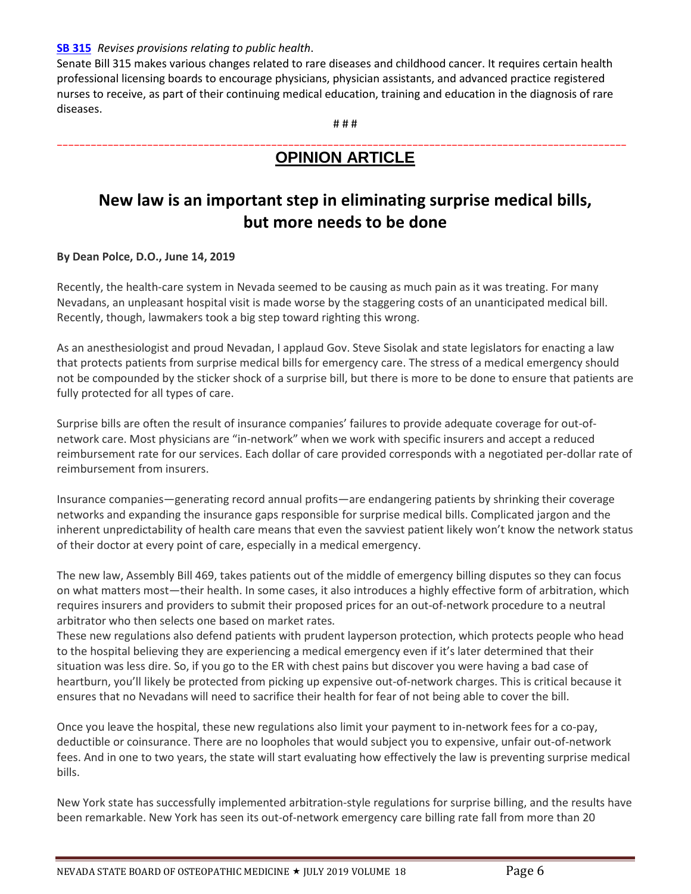**[SB 315](#)** *Revises provisions relating to public health*.

Senate Bill 315 makes various changes related to rare diseases and childhood cancer. It requires certain health professional licensing boards to encourage physicians, physician assistants, and advanced practice registered nurses to receive, as part of their continuing medical education, training and education in the diagnosis of rare diseases.

# # #

---

## OPINION ARTICLE

# New law is an important step in eliminating surprise medical bills, but more needs to be done

**By Dean Polce, D.O., June 14, 2019**

Recently, the health-care system in Nevada seemed to be causing as much pain as it was treating. For many Nevadans, an unpleasant hospital visit is made worse by the staggering costs of an unanticipated medical bill. Recently, though, lawmakers took a big step toward righting this wrong.

As an anesthesiologist and proud Nevadan, I applaud Gov. Steve Sisolak and state legislators for enacting a law that protects patients from surprise medical bills for emergency care. The stress of a medical emergency should not be compounded by the sticker shock of a surprise bill, but there is more to be done to ensure that patients are fully protected for all types of care.

Surprise bills are often the result of insurance companies' failures to provide adequate coverage for out-of-network care. Most physicians are "in-network" when we work with specific insurers and accept a reduced reimbursement rate for our services. Each dollar of care provided corresponds with a negotiated per-dollar rate of reimbursement from insurers.

Insurance companies—generating record annual profits—are endangering patients by shrinking their coverage networks and expanding the insurance gaps responsible for surprise medical bills. Complicated jargon and the inherent unpredictability of health care means that even the savviest patient likely won't know the network status of their doctor at every point of care, especially in a medical emergency.

The new law, Assembly Bill 469, takes patients out of the middle of emergency billing disputes so they can focus on what matters most—their health. In some cases, it also introduces a highly effective form of arbitration, which requires insurers and providers to submit their proposed prices for an out-of-network procedure to a neutral arbitrator who then selects one based on market rates.

These new regulations also defend patients with prudent layperson protection, which protects people who head to the hospital believing they are experiencing a medical emergency even if it's later determined that their situation was less dire. So, if you go to the ER with chest pains but discover you were having a bad case of heartburn, you'll likely be protected from picking up expensive out-of-network charges. This is critical because it ensures that no Nevadans will need to sacrifice their health for fear of not being able to cover the bill.

Once you leave the hospital, these new regulations also limit your payment to in-network fees for a co-pay, deductible or coinsurance. There are no loopholes that would subject you to expensive, unfair out-of-network fees. And in one to two years, the state will start evaluating how effectively the law is preventing surprise medical bills.

New York state has successfully implemented arbitration-style regulations for surprise billing, and the results have been remarkable. New York has seen its out-of-network emergency care billing rate fall from more than 20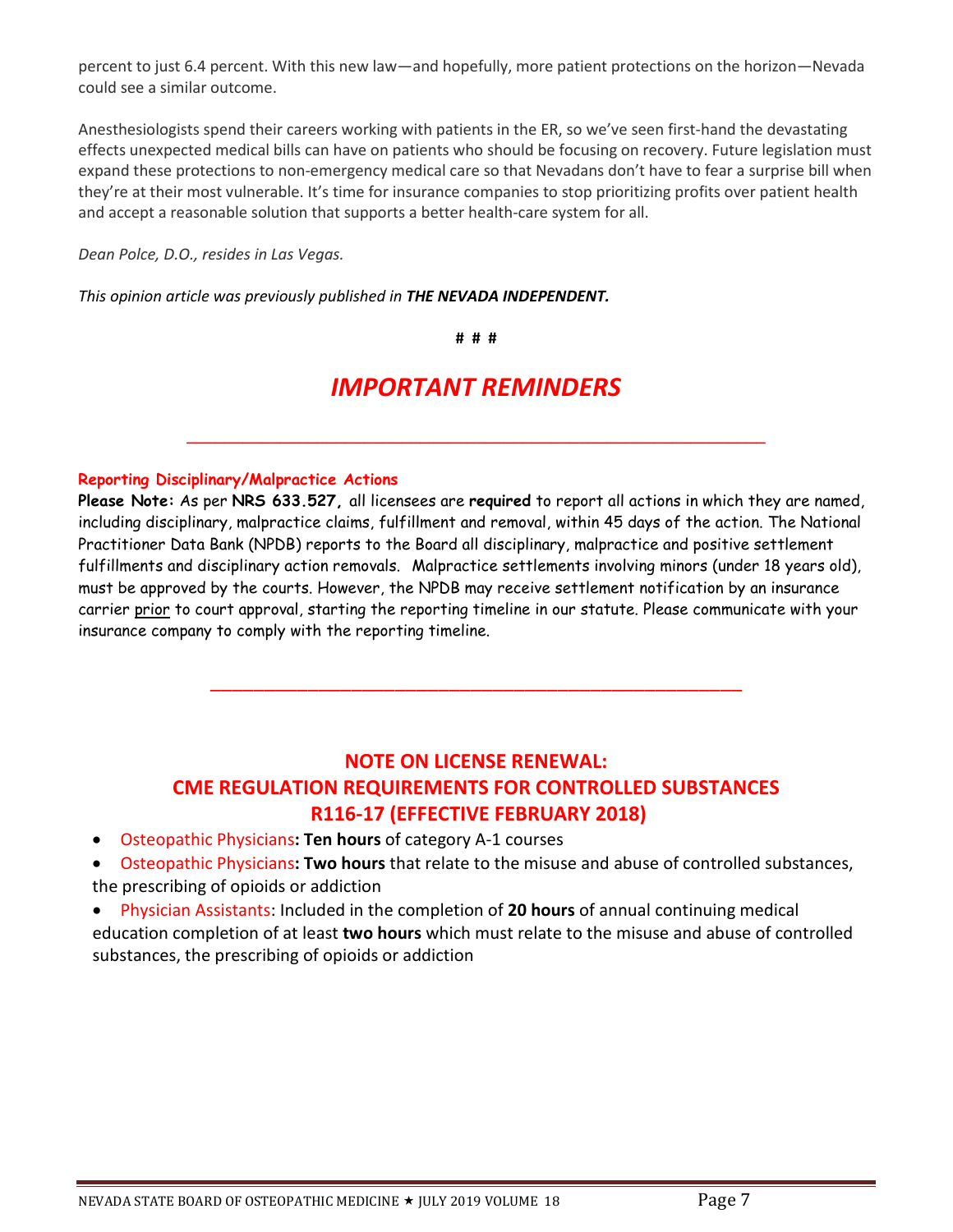percent to just 6.4 percent. With this new law—and hopefully, more patient protections on the horizon—Nevada could see a similar outcome.

Anesthesiologists spend their careers working with patients in the ER, so we've seen first-hand the devastating effects unexpected medical bills can have on patients who should be focusing on recovery. Future legislation must expand these protections to non-emergency medical care so that Nevadans don't have to fear a surprise bill when they're at their most vulnerable. It's time for insurance companies to stop prioritizing profits over patient health and accept a reasonable solution that supports a better health-care system for all.

*Dean Polce, D.O., resides in Las Vegas.*

*This opinion article was previously published in* ***THE NEVADA INDEPENDENT.***

**# # #**

# *IMPORTANT REMINDERS*

---

**Reporting Disciplinary/Malpractice Actions**

**Please Note:** As per **NRS 633.527,** all licensees are **required** to report all actions in which they are named, including disciplinary, malpractice claims, fulfillment and removal, within 45 days of the action. The National Practitioner Data Bank (NPDB) reports to the Board all disciplinary, malpractice and positive settlement fulfillments and disciplinary action removals. Malpractice settlements involving minors (under 18 years old), must be approved by the courts. However, the NPDB may receive settlement notification by an insurance carrier prior to court approval, starting the reporting timeline in our statute. Please communicate with your insurance company to comply with the reporting timeline.

---

## NOTE ON LICENSE RENEWAL: CME REGULATION REQUIREMENTS FOR CONTROLLED SUBSTANCES R116-17 (EFFECTIVE FEBRUARY 2018)

- Osteopathic Physicians**: Ten hours** of category A-1 courses
- Osteopathic Physicians**: Two hours** that relate to the misuse and abuse of controlled substances, the prescribing of opioids or addiction
- Physician Assistants: Included in the completion of **20 hours** of annual continuing medical education completion of at least **two hours** which must relate to the misuse and abuse of controlled substances, the prescribing of opioids or addiction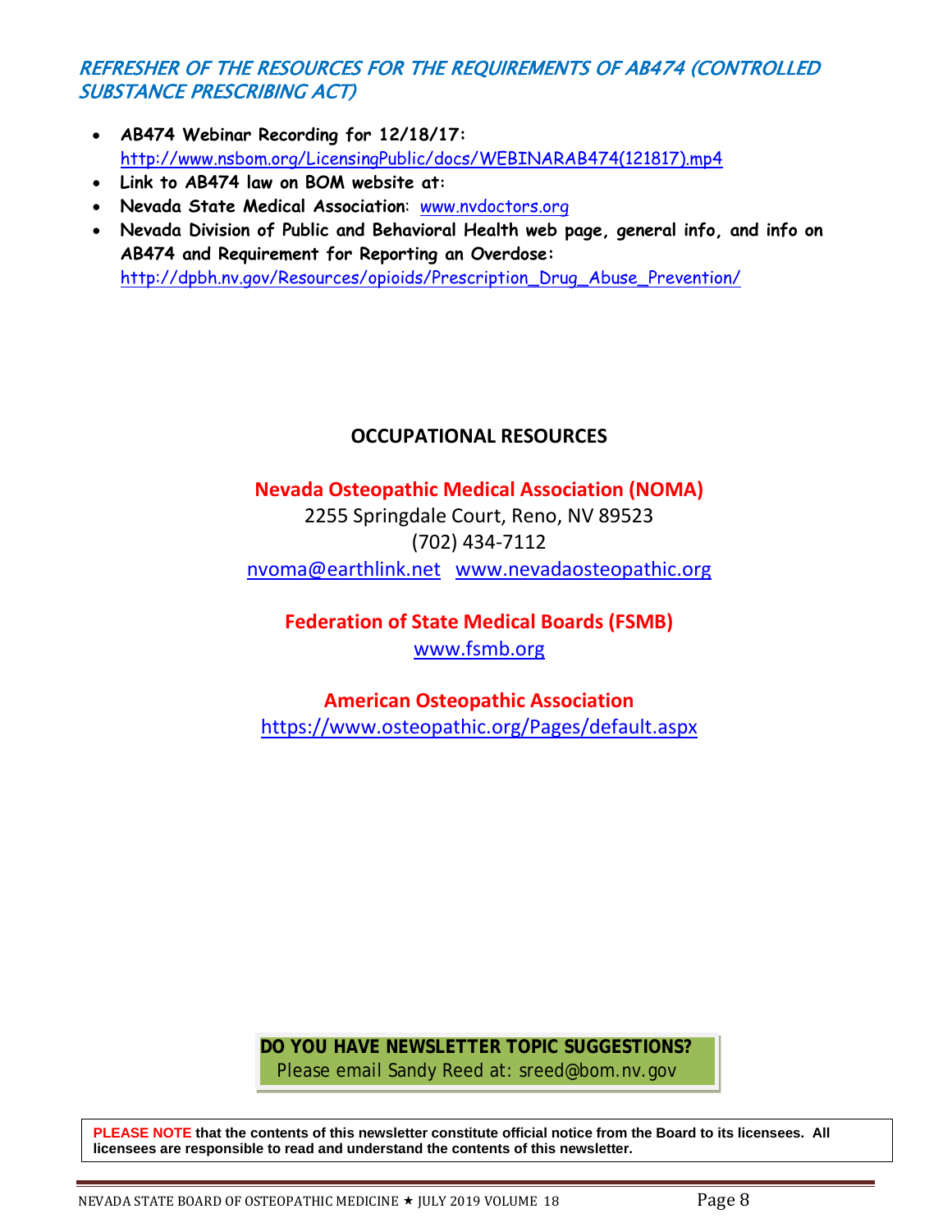## *REFRESHER OF THE RESOURCES FOR THE REQUIREMENTS OF AB474 (CONTROLLED SUBSTANCE PRESCRIBING ACT)*

- **AB474 Webinar Recording for 12/18/17:** http://www.nsbom.org/LicensingPublic/docs/WEBINARAB474(121817).mp4
- **Link to AB474 law on BOM website at:**
- **Nevada State Medical Association**: www.nvdoctors.org
- **Nevada Division of Public and Behavioral Health web page, general info, and info on AB474 and Requirement for Reporting an Overdose:** http://dpbh.nv.gov/Resources/opioids/Prescription_Drug_Abuse_Prevention/

## OCCUPATIONAL RESOURCES

**Nevada Osteopathic Medical Association (NOMA)**
2255 Springdale Court, Reno, NV 89523
(702) 434-7112
nvoma@earthlink.net www.nevadaosteopathic.org

**Federation of State Medical Boards (FSMB)**
www.fsmb.org

**American Osteopathic Association**
https://www.osteopathic.org/Pages/default.aspx

**DO YOU HAVE NEWSLETTER TOPIC SUGGESTIONS?**
Please email Sandy Reed at: sreed@bom.nv.gov

**PLEASE NOTE that the contents of this newsletter constitute official notice from the Board to its licensees. All licensees are responsible to read and understand the contents of this newsletter.**